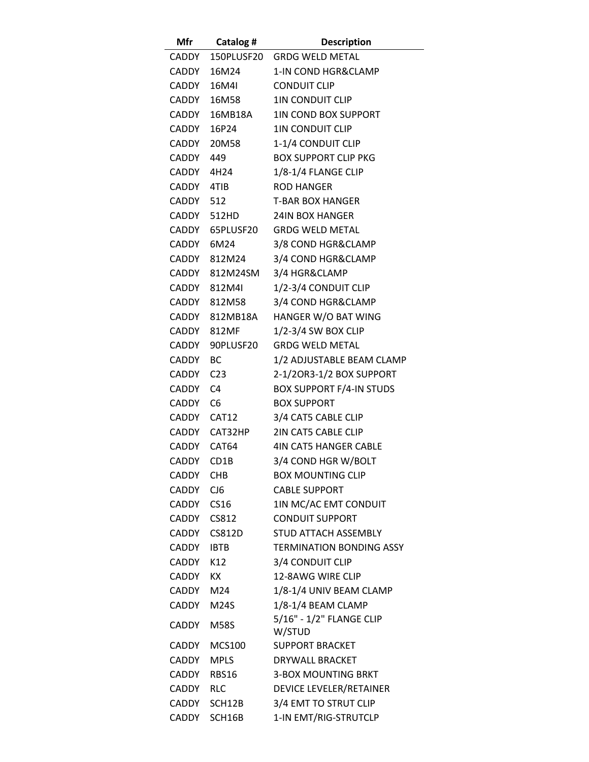| Mfr | Catalog # | Description |
|---|---|---|
| CADDY | 150PLUSF20 | GRDG WELD METAL |
| CADDY | 16M24 | 1-IN COND HGR&CLAMP |
| CADDY | 16M4I | CONDUIT CLIP |
| CADDY | 16M58 | 1IN CONDUIT CLIP |
| CADDY | 16MB18A | 1IN COND BOX SUPPORT |
| CADDY | 16P24 | 1IN CONDUIT CLIP |
| CADDY | 20M58 | 1-1/4 CONDUIT CLIP |
| CADDY | 449 | BOX SUPPORT CLIP PKG |
| CADDY | 4H24 | 1/8-1/4 FLANGE CLIP |
| CADDY | 4TIB | ROD HANGER |
| CADDY | 512 | T-BAR BOX HANGER |
| CADDY | 512HD | 24IN BOX HANGER |
| CADDY | 65PLUSF20 | GRDG WELD METAL |
| CADDY | 6M24 | 3/8 COND HGR&CLAMP |
| CADDY | 812M24 | 3/4 COND HGR&CLAMP |
| CADDY | 812M24SM | 3/4 HGR&CLAMP |
| CADDY | 812M4I | 1/2-3/4 CONDUIT CLIP |
| CADDY | 812M58 | 3/4 COND HGR&CLAMP |
| CADDY | 812MB18A | HANGER W/O BAT WING |
| CADDY | 812MF | 1/2-3/4 SW BOX CLIP |
| CADDY | 90PLUSF20 | GRDG WELD METAL |
| CADDY | BC | 1/2 ADJUSTABLE BEAM CLAMP |
| CADDY | C23 | 2-1/2OR3-1/2 BOX SUPPORT |
| CADDY | C4 | BOX SUPPORT F/4-IN STUDS |
| CADDY | C6 | BOX SUPPORT |
| CADDY | CAT12 | 3/4 CAT5 CABLE CLIP |
| CADDY | CAT32HP | 2IN CAT5 CABLE CLIP |
| CADDY | CAT64 | 4IN CAT5 HANGER CABLE |
| CADDY | CD1B | 3/4 COND HGR W/BOLT |
| CADDY | CHB | BOX MOUNTING CLIP |
| CADDY | CJ6 | CABLE SUPPORT |
| CADDY | CS16 | 1IN MC/AC EMT CONDUIT |
| CADDY | CS812 | CONDUIT SUPPORT |
| CADDY | CS812D | STUD ATTACH ASSEMBLY |
| CADDY | IBTB | TERMINATION BONDING ASSY |
| CADDY | K12 | 3/4 CONDUIT CLIP |
| CADDY | KX | 12-8AWG WIRE CLIP |
| CADDY | M24 | 1/8-1/4 UNIV BEAM CLAMP |
| CADDY | M24S | 1/8-1/4 BEAM CLAMP |
| CADDY | M58S | 5/16" - 1/2" FLANGE CLIP W/STUD |
| CADDY | MCS100 | SUPPORT BRACKET |
| CADDY | MPLS | DRYWALL BRACKET |
| CADDY | RBS16 | 3-BOX MOUNTING BRKT |
| CADDY | RLC | DEVICE LEVELER/RETAINER |
| CADDY | SCH12B | 3/4 EMT TO STRUT CLIP |
| CADDY | SCH16B | 1-IN EMT/RIG-STRUTCLP |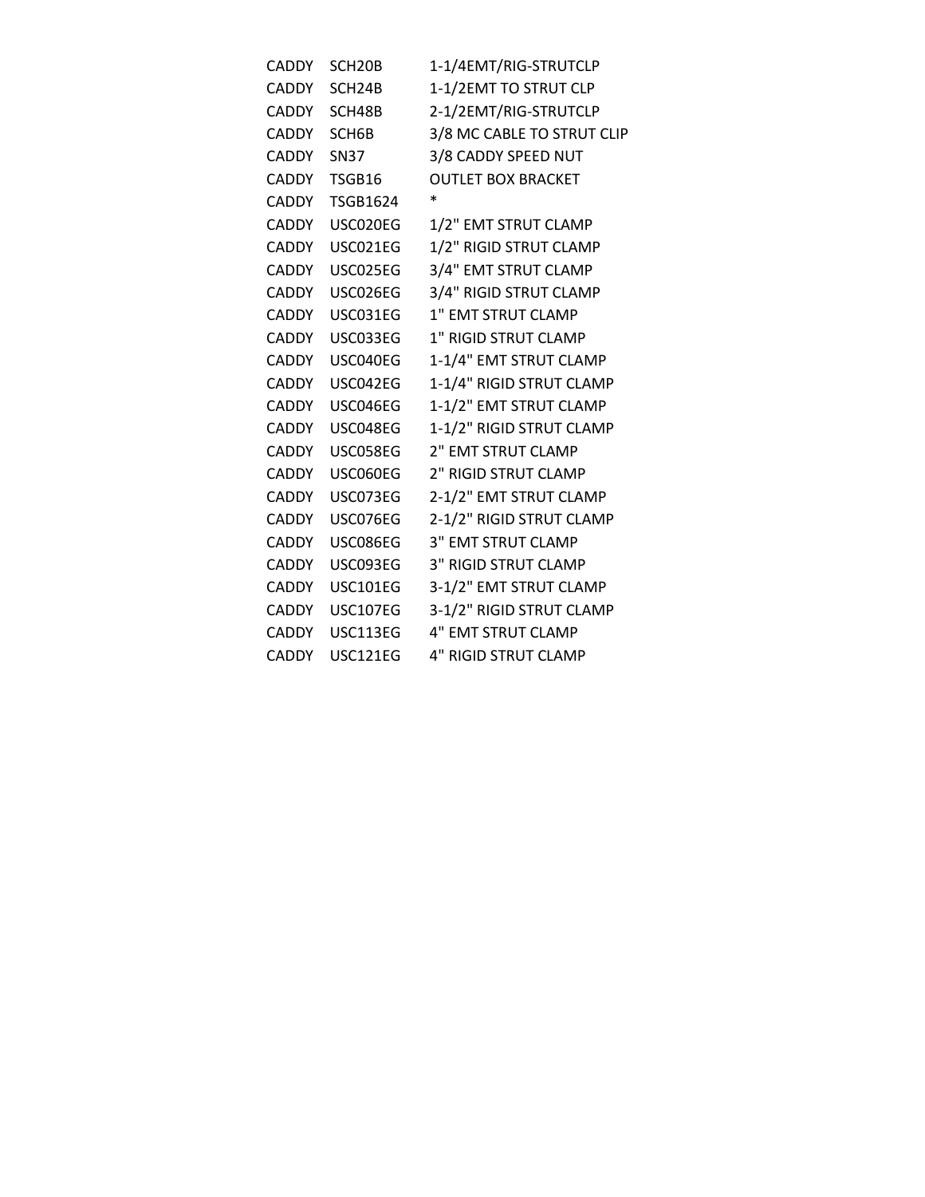| | | |
|---|---|---|
| CADDY | SCH20B | 1-1/4EMT/RIG-STRUTCLP |
| CADDY | SCH24B | 1-1/2EMT TO STRUT CLP |
| CADDY | SCH48B | 2-1/2EMT/RIG-STRUTCLP |
| CADDY | SCH6B | 3/8 MC CABLE TO STRUT CLIP |
| CADDY | SN37 | 3/8 CADDY SPEED NUT |
| CADDY | TSGB16 | OUTLET BOX BRACKET |
| CADDY | TSGB1624 | * |
| CADDY | USC020EG | 1/2" EMT STRUT CLAMP |
| CADDY | USC021EG | 1/2" RIGID STRUT CLAMP |
| CADDY | USC025EG | 3/4" EMT STRUT CLAMP |
| CADDY | USC026EG | 3/4" RIGID STRUT CLAMP |
| CADDY | USC031EG | 1" EMT STRUT CLAMP |
| CADDY | USC033EG | 1" RIGID STRUT CLAMP |
| CADDY | USC040EG | 1-1/4" EMT STRUT CLAMP |
| CADDY | USC042EG | 1-1/4" RIGID STRUT CLAMP |
| CADDY | USC046EG | 1-1/2" EMT STRUT CLAMP |
| CADDY | USC048EG | 1-1/2" RIGID STRUT CLAMP |
| CADDY | USC058EG | 2" EMT STRUT CLAMP |
| CADDY | USC060EG | 2" RIGID STRUT CLAMP |
| CADDY | USC073EG | 2-1/2" EMT STRUT CLAMP |
| CADDY | USC076EG | 2-1/2" RIGID STRUT CLAMP |
| CADDY | USC086EG | 3" EMT STRUT CLAMP |
| CADDY | USC093EG | 3" RIGID STRUT CLAMP |
| CADDY | USC101EG | 3-1/2" EMT STRUT CLAMP |
| CADDY | USC107EG | 3-1/2" RIGID STRUT CLAMP |
| CADDY | USC113EG | 4" EMT STRUT CLAMP |
| CADDY | USC121EG | 4" RIGID STRUT CLAMP |